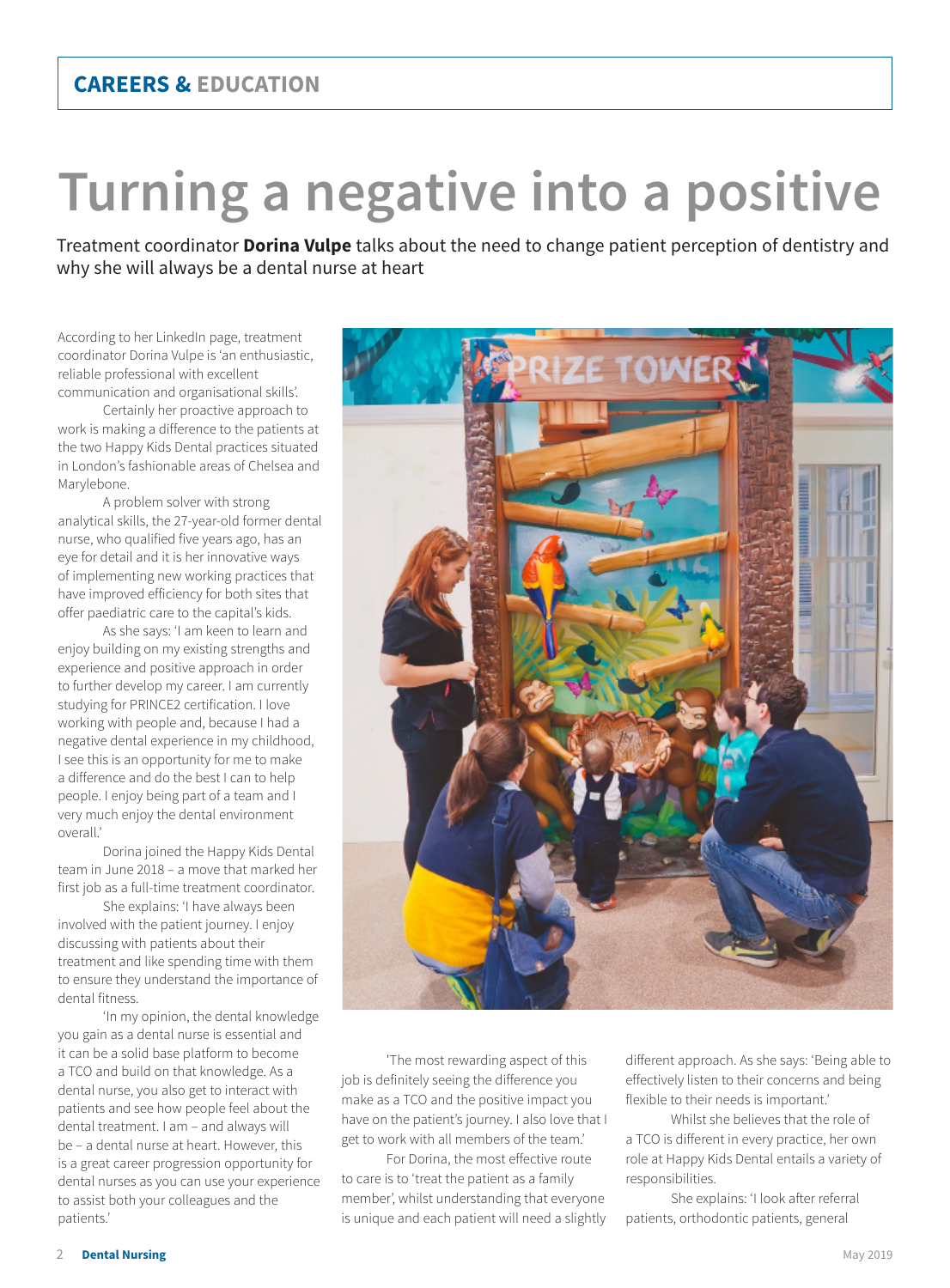CAREERS & EDUCATION

# Turning a negative into a positive

Treatment coordinator **Dorina Vulpe** talks about the need to change patient perception of dentistry and why she will always be a dental nurse at heart

According to her LinkedIn page, treatment coordinator Dorina Vulpe is 'an enthusiastic, reliable professional with excellent communication and organisational skills'.

Certainly her proactive approach to work is making a difference to the patients at the two Happy Kids Dental practices situated in London's fashionable areas of Chelsea and Marylebone.

A problem solver with strong analytical skills, the 27-year-old former dental nurse, who qualified five years ago, has an eye for detail and it is her innovative ways of implementing new working practices that have improved efficiency for both sites that offer paediatric care to the capital's kids.

As she says: 'I am keen to learn and enjoy building on my existing strengths and experience and positive approach in order to further develop my career. I am currently studying for PRINCE2 certification. I love working with people and, because I had a negative dental experience in my childhood, I see this is an opportunity for me to make a difference and do the best I can to help people. I enjoy being part of a team and I very much enjoy the dental environment overall.'

Dorina joined the Happy Kids Dental team in June 2018 – a move that marked her first job as a full-time treatment coordinator.

She explains: 'I have always been involved with the patient journey. I enjoy discussing with patients about their treatment and like spending time with them to ensure they understand the importance of dental fitness.

'In my opinion, the dental knowledge you gain as a dental nurse is essential and it can be a solid base platform to become a TCO and build on that knowledge. As a dental nurse, you also get to interact with patients and see how people feel about the dental treatment. I am – and always will be – a dental nurse at heart. However, this is a great career progression opportunity for dental nurses as you can use your experience to assist both your colleagues and the patients.'

'The most rewarding aspect of this job is definitely seeing the difference you make as a TCO and the positive impact you have on the patient's journey. I also love that I get to work with all members of the team.'

For Dorina, the most effective route to care is to 'treat the patient as a family member', whilst understanding that everyone is unique and each patient will need a slightly different approach. As she says: 'Being able to effectively listen to their concerns and being flexible to their needs is important.'

Whilst she believes that the role of a TCO is different in every practice, her own role at Happy Kids Dental entails a variety of responsibilities.

She explains: 'I look after referral patients, orthodontic patients, general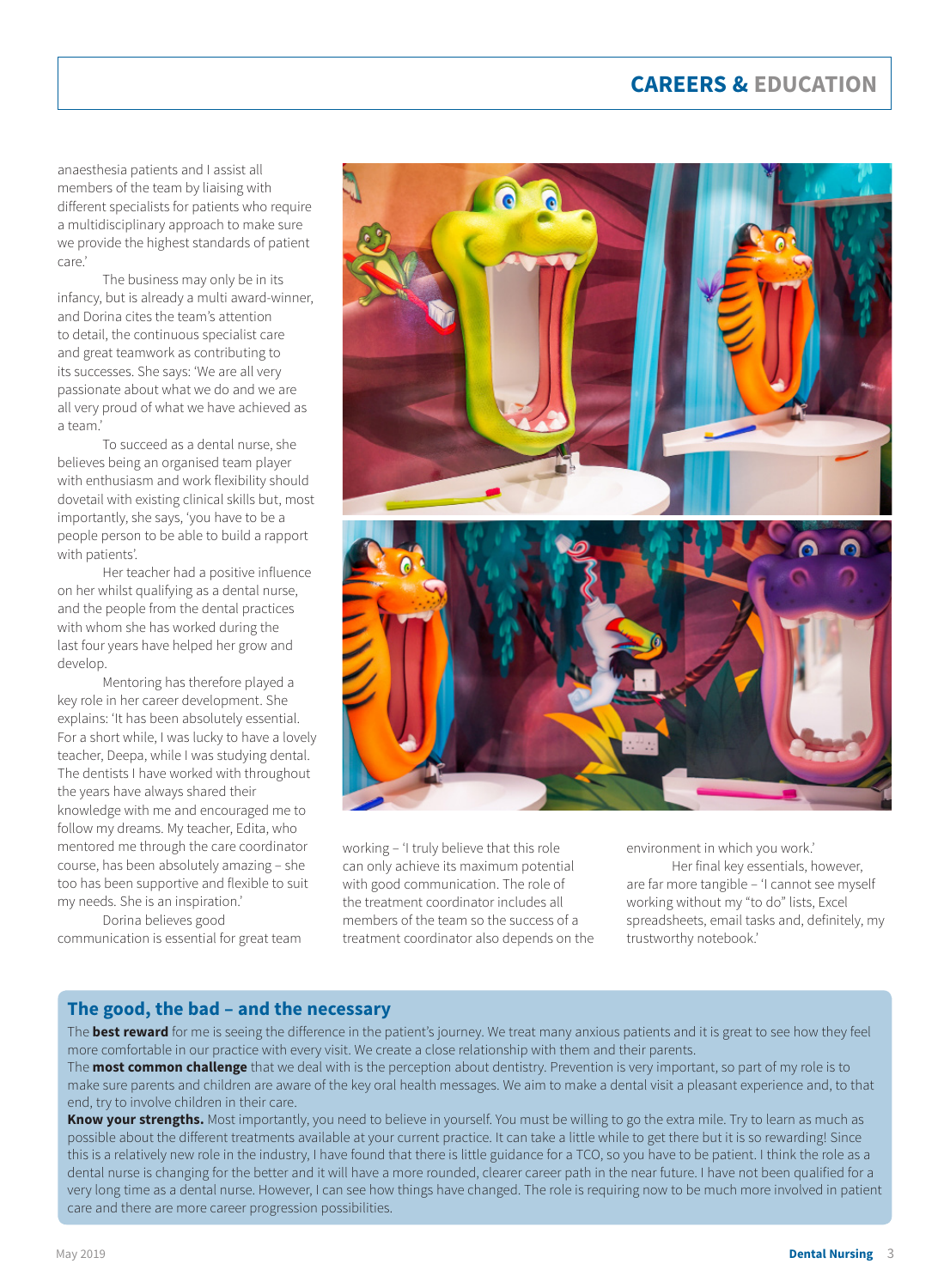anaesthesia patients and I assist all members of the team by liaising with different specialists for patients who require a multidisciplinary approach to make sure we provide the highest standards of patient care.'

The business may only be in its infancy, but is already a multi award-winner, and Dorina cites the team's attention to detail, the continuous specialist care and great teamwork as contributing to its successes. She says: 'We are all very passionate about what we do and we are all very proud of what we have achieved as a team.'

To succeed as a dental nurse, she believes being an organised team player with enthusiasm and work flexibility should dovetail with existing clinical skills but, most importantly, she says, 'you have to be a people person to be able to build a rapport with patients'.

Her teacher had a positive influence on her whilst qualifying as a dental nurse, and the people from the dental practices with whom she has worked during the last four years have helped her grow and develop.

Mentoring has therefore played a key role in her career development. She explains: 'It has been absolutely essential. For a short while, I was lucky to have a lovely teacher, Deepa, while I was studying dental. The dentists I have worked with throughout the years have always shared their knowledge with me and encouraged me to follow my dreams. My teacher, Edita, who mentored me through the care coordinator course, has been absolutely amazing – she too has been supportive and flexible to suit my needs. She is an inspiration.'

Dorina believes good communication is essential for great team working – 'I truly believe that this role can only achieve its maximum potential with good communication. The role of the treatment coordinator includes all members of the team so the success of a treatment coordinator also depends on the environment in which you work.'

Her final key essentials, however, are far more tangible – 'I cannot see myself working without my "to do" lists, Excel spreadsheets, email tasks and, definitely, my trustworthy notebook.'

## The good, the bad – and the necessary

The **best reward** for me is seeing the difference in the patient's journey. We treat many anxious patients and it is great to see how they feel more comfortable in our practice with every visit. We create a close relationship with them and their parents.

The **most common challenge** that we deal with is the perception about dentistry. Prevention is very important, so part of my role is to make sure parents and children are aware of the key oral health messages. We aim to make a dental visit a pleasant experience and, to that end, try to involve children in their care.

**Know your strengths.** Most importantly, you need to believe in yourself. You must be willing to go the extra mile. Try to learn as much as possible about the different treatments available at your current practice. It can take a little while to get there but it is so rewarding! Since this is a relatively new role in the industry, I have found that there is little guidance for a TCO, so you have to be patient. I think the role as a dental nurse is changing for the better and it will have a more rounded, clearer career path in the near future. I have not been qualified for a very long time as a dental nurse. However, I can see how things have changed. The role is requiring now to be much more involved in patient care and there are more career progression possibilities.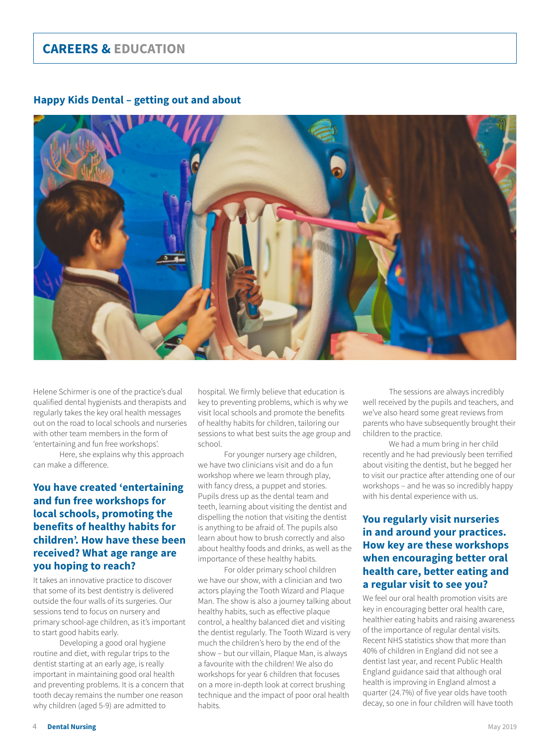## CAREERS & EDUCATION

### Happy Kids Dental – getting out and about

Helene Schirmer is one of the practice's dual qualified dental hygienists and therapists and regularly takes the key oral health messages out on the road to local schools and nurseries with other team members in the form of 'entertaining and fun free workshops'.

Here, she explains why this approach can make a difference.

#### You have created 'entertaining and fun free workshops for local schools, promoting the benefits of healthy habits for children'. How have these been received? What age range are you hoping to reach?

It takes an innovative practice to discover that some of its best dentistry is delivered outside the four walls of its surgeries. Our sessions tend to focus on nursery and primary school-age children, as it's important to start good habits early.

Developing a good oral hygiene routine and diet, with regular trips to the dentist starting at an early age, is really important in maintaining good oral health and preventing problems. It is a concern that tooth decay remains the number one reason why children (aged 5-9) are admitted to hospital. We firmly believe that education is key to preventing problems, which is why we visit local schools and promote the benefits of healthy habits for children, tailoring our sessions to what best suits the age group and school.

For younger nursery age children, we have two clinicians visit and do a fun workshop where we learn through play, with fancy dress, a puppet and stories. Pupils dress up as the dental team and teeth, learning about visiting the dentist and dispelling the notion that visiting the dentist is anything to be afraid of. The pupils also learn about how to brush correctly and also about healthy foods and drinks, as well as the importance of these healthy habits.

For older primary school children we have our show, with a clinician and two actors playing the Tooth Wizard and Plaque Man. The show is also a journey talking about healthy habits, such as effective plaque control, a healthy balanced diet and visiting the dentist regularly. The Tooth Wizard is very much the children's hero by the end of the show – but our villain, Plaque Man, is always a favourite with the children! We also do workshops for year 6 children that focuses on a more in-depth look at correct brushing technique and the impact of poor oral health habits.

The sessions are always incredibly well received by the pupils and teachers, and we've also heard some great reviews from parents who have subsequently brought their children to the practice.

We had a mum bring in her child recently and he had previously been terrified about visiting the dentist, but he begged her to visit our practice after attending one of our workshops – and he was so incredibly happy with his dental experience with us.

#### You regularly visit nurseries in and around your practices. How key are these workshops when encouraging better oral health care, better eating and a regular visit to see you?

We feel our oral health promotion visits are key in encouraging better oral health care, healthier eating habits and raising awareness of the importance of regular dental visits. Recent NHS statistics show that more than 40% of children in England did not see a dentist last year, and recent Public Health England guidance said that although oral health is improving in England almost a quarter (24.7%) of five year olds have tooth decay, so one in four children will have tooth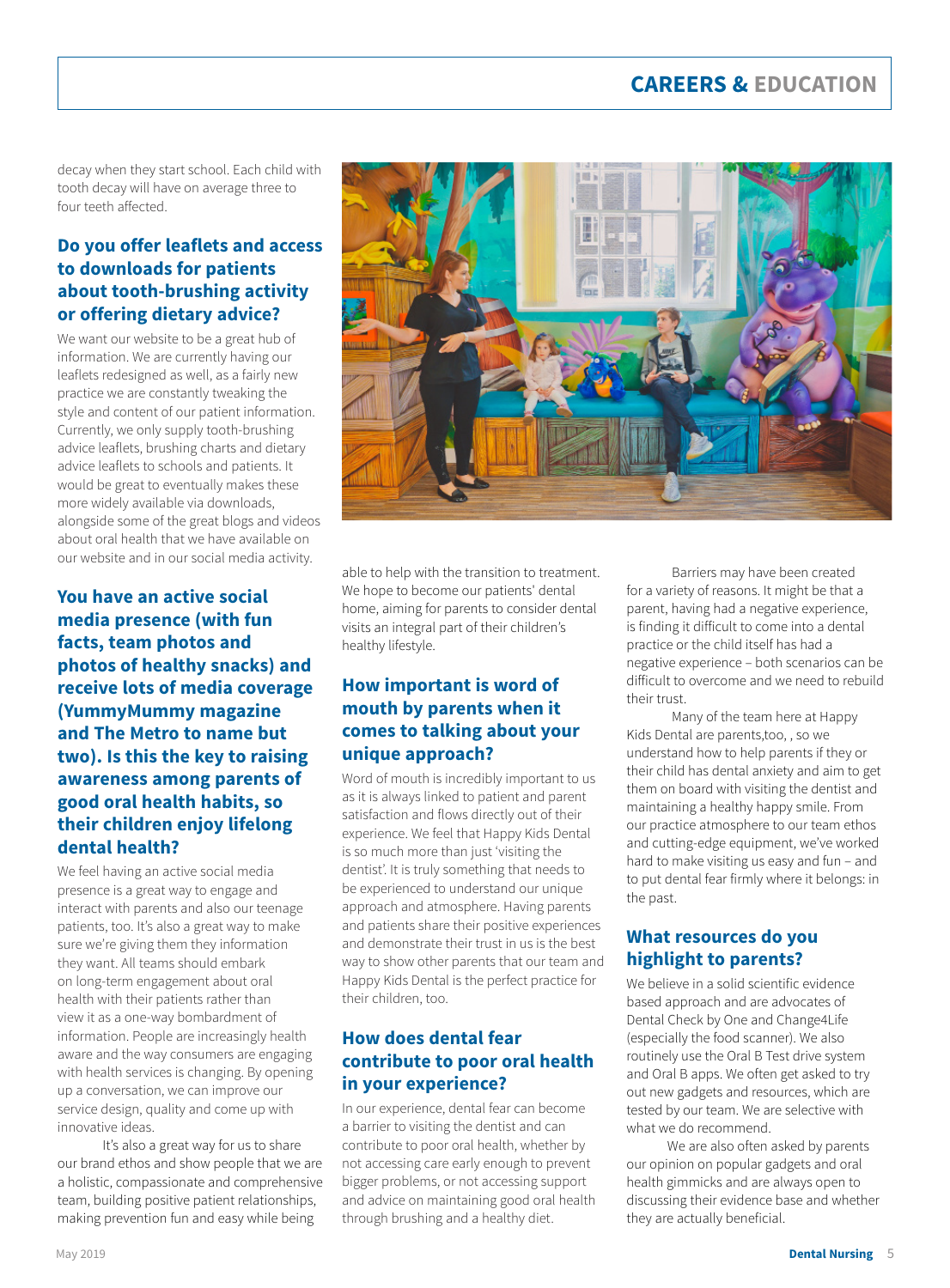decay when they start school. Each child with tooth decay will have on average three to four teeth affected.

## Do you offer leaflets and access to downloads for patients about tooth-brushing activity or offering dietary advice?

We want our website to be a great hub of information. We are currently having our leaflets redesigned as well, as a fairly new practice we are constantly tweaking the style and content of our patient information. Currently, we only supply tooth-brushing advice leaflets, brushing charts and dietary advice leaflets to schools and patients. It would be great to eventually makes these more widely available via downloads, alongside some of the great blogs and videos about oral health that we have available on our website and in our social media activity.

## You have an active social media presence (with fun facts, team photos and photos of healthy snacks) and receive lots of media coverage (YummyMummy magazine and The Metro to name but two). Is this the key to raising awareness among parents of good oral health habits, so their children enjoy lifelong dental health?

We feel having an active social media presence is a great way to engage and interact with parents and also our teenage patients, too. It's also a great way to make sure we're giving them truly information they want. All teams should embark on long-term engagement about oral health with their patients rather than view it as a one-way bombardment of information. People are increasingly health aware and the way consumers are engaging with health services is changing. By opening up a conversation, we can improve our service design, quality and come up with innovative ideas.

It's also a great way for us to share our brand ethos and show people that we are a holistic, compassionate and comprehensive team, building positive patient relationships, making prevention fun and easy while being able to help with the transition to treatment. We hope to become our patients' dental home, aiming for parents to consider dental visits an integral part of their children's healthy lifestyle.

## How important is word of mouth by parents when it comes to talking about your unique approach?

Word of mouth is incredibly important to us as it is always linked to patient and parent satisfaction and flows directly out of their experience. We feel that Happy Kids Dental is so much more than just 'visiting the dentist'. It is truly something that needs to be experienced to understand our unique approach and atmosphere. Having parents and patients share their positive experiences and demonstrate their trust in us is the best way to show other parents that our team and Happy Kids Dental is the perfect practice for their children, too.

## How does dental fear contribute to poor oral health in your experience?

In our experience, dental fear can become a barrier to visiting the dentist and can contribute to poor oral health, whether by not accessing care early enough to prevent bigger problems, or not accessing support and advice on maintaining good oral health through brushing and a healthy diet.

Barriers may have been created for a variety of reasons. It might be that a parent, having had a negative experience, is finding it difficult to come into a dental practice or the child itself has had a negative experience – both scenarios can be difficult to overcome and we need to rebuild their trust.

Many of the team here at Happy Kids Dental are parents,too, , so we understand how to help parents if they or their child has dental anxiety and aim to get them on board with visiting the dentist and maintaining a healthy happy smile. From our practice atmosphere to our team ethos and cutting-edge equipment, we've worked hard to make visiting us easy and fun – and to put dental fear firmly where it belongs: in the past.

## What resources do you highlight to parents?

We believe in a solid scientific evidence based approach and are advocates of Dental Check by One and Change4Life (especially the food scanner). We also routinely use the Oral B Test drive system and Oral B apps. We often get asked to try out new gadgets and resources, which are tested by our team. We are selective with what we do recommend.

We are also often asked by parents our opinion on popular gadgets and oral health gimmicks and are always open to discussing their evidence base and whether they are actually beneficial.